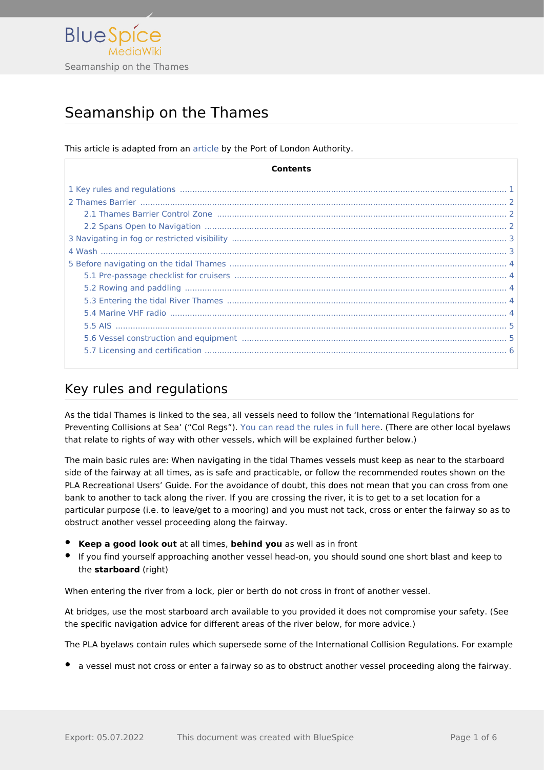# Seamanship on the Thames

This article is adapted from an article by the Port of London Authority.

**Contents**

- 1 Key rules and regulations ... 1
- 2 Thames Barrier ... 2
  - 2.1 Thames Barrier Control Zone ... 2
  - 2.2 Spans Open to Navigation ... 2
- 3 Navigating in fog or restricted visibility ... 3
- 4 Wash ... 3
- 5 Before navigating on the tidal Thames ... 4
  - 5.1 Pre-passage checklist for cruisers ... 4
  - 5.2 Rowing and paddling ... 4
  - 5.3 Entering the tidal River Thames ... 4
  - 5.4 Marine VHF radio ... 4
  - 5.5 AIS ... 5
  - 5.6 Vessel construction and equipment ... 5
  - 5.7 Licensing and certification ... 6

## Key rules and regulations

As the tidal Thames is linked to the sea, all vessels need to follow the 'International Regulations for Preventing Collisions at Sea' ("Col Regs"). You can read the rules in full here. (There are other local byelaws that relate to rights of way with other vessels, which will be explained further below.)

The main basic rules are: When navigating in the tidal Thames vessels must keep as near to the starboard side of the fairway at all times, as is safe and practicable, or follow the recommended routes shown on the PLA Recreational Users' Guide. For the avoidance of doubt, this does not mean that you can cross from one bank to another to tack along the river. If you are crossing the river, it is to get to a set location for a particular purpose (i.e. to leave/get to a mooring) and you must not tack, cross or enter the fairway so as to obstruct another vessel proceeding along the fairway.

- **Keep a good look out** at all times, **behind you** as well as in front
- If you find yourself approaching another vessel head-on, you should sound one short blast and keep to the **starboard** (right)

When entering the river from a lock, pier or berth do not cross in front of another vessel.

At bridges, use the most starboard arch available to you provided it does not compromise your safety. (See the specific navigation advice for different areas of the river below, for more advice.)

The PLA byelaws contain rules which supersede some of the International Collision Regulations. For example

- a vessel must not cross or enter a fairway so as to obstruct another vessel proceeding along the fairway.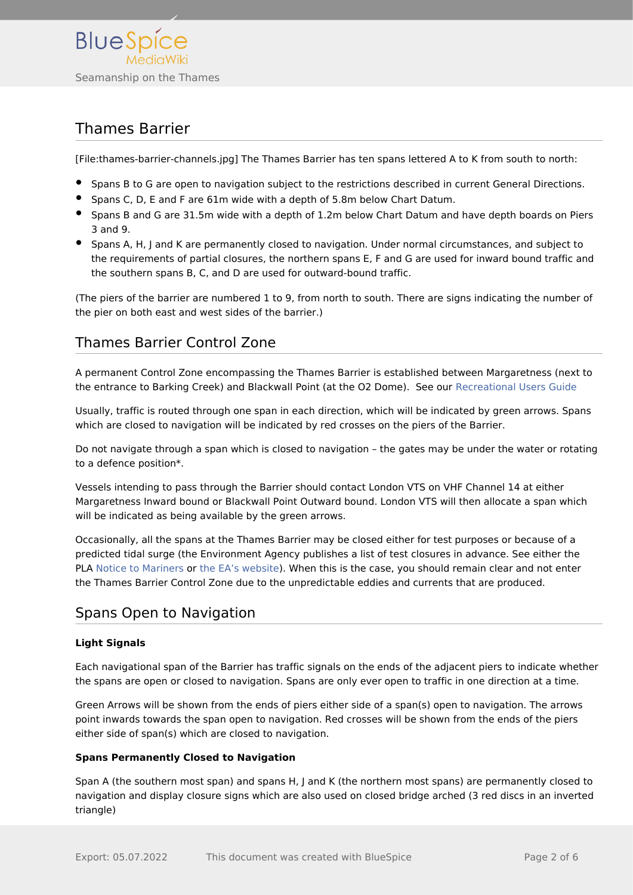## Thames Barrier

[File:thames-barrier-channels.jpg] The Thames Barrier has ten spans lettered A to K from south to north:

- Spans B to G are open to navigation subject to the restrictions described in current General Directions.
- Spans C, D, E and F are 61m wide with a depth of 5.8m below Chart Datum.
- Spans B and G are 31.5m wide with a depth of 1.2m below Chart Datum and have depth boards on Piers 3 and 9.
- Spans A, H, J and K are permanently closed to navigation. Under normal circumstances, and subject to the requirements of partial closures, the northern spans E, F and G are used for inward bound traffic and the southern spans B, C, and D are used for outward-bound traffic.

(The piers of the barrier are numbered 1 to 9, from north to south. There are signs indicating the number of the pier on both east and west sides of the barrier.)

## Thames Barrier Control Zone

A permanent Control Zone encompassing the Thames Barrier is established between Margaretness (next to the entrance to Barking Creek) and Blackwall Point (at the O2 Dome).  See our Recreational Users Guide

Usually, traffic is routed through one span in each direction, which will be indicated by green arrows. Spans which are closed to navigation will be indicated by red crosses on the piers of the Barrier.

Do not navigate through a span which is closed to navigation – the gates may be under the water or rotating to a defence position*.

Vessels intending to pass through the Barrier should contact London VTS on VHF Channel 14 at either Margaretness Inward bound or Blackwall Point Outward bound. London VTS will then allocate a span which will be indicated as being available by the green arrows.

Occasionally, all the spans at the Thames Barrier may be closed either for test purposes or because of a predicted tidal surge (the Environment Agency publishes a list of test closures in advance. See either the PLA Notice to Mariners or the EA's website). When this is the case, you should remain clear and not enter the Thames Barrier Control Zone due to the unpredictable eddies and currents that are produced.

## Spans Open to Navigation

**Light Signals**

Each navigational span of the Barrier has traffic signals on the ends of the adjacent piers to indicate whether the spans are open or closed to navigation. Spans are only ever open to traffic in one direction at a time.

Green Arrows will be shown from the ends of piers either side of a span(s) open to navigation. The arrows point inwards towards the span open to navigation. Red crosses will be shown from the ends of the piers either side of span(s) which are closed to navigation.

**Spans Permanently Closed to Navigation**

Span A (the southern most span) and spans H, J and K (the northern most spans) are permanently closed to navigation and display closure signs which are also used on closed bridge arched (3 red discs in an inverted triangle)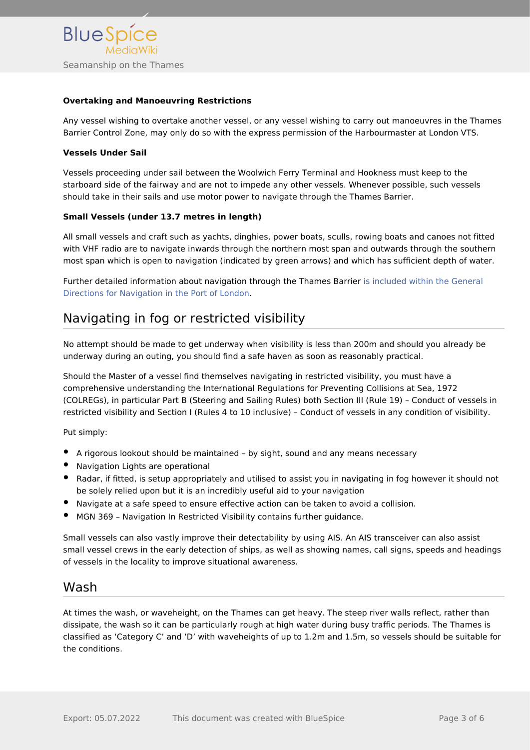**Overtaking and Manoeuvring Restrictions**

Any vessel wishing to overtake another vessel, or any vessel wishing to carry out manoeuvres in the Thames Barrier Control Zone, may only do so with the express permission of the Harbourmaster at London VTS.

**Vessels Under Sail**

Vessels proceeding under sail between the Woolwich Ferry Terminal and Hookness must keep to the starboard side of the fairway and are not to impede any other vessels. Whenever possible, such vessels should take in their sails and use motor power to navigate through the Thames Barrier.

**Small Vessels (under 13.7 metres in length)**

All small vessels and craft such as yachts, dinghies, power boats, sculls, rowing boats and canoes not fitted with VHF radio are to navigate inwards through the northern most span and outwards through the southern most span which is open to navigation (indicated by green arrows) and which has sufficient depth of water.

Further detailed information about navigation through the Thames Barrier is included within the General Directions for Navigation in the Port of London.

## Navigating in fog or restricted visibility

No attempt should be made to get underway when visibility is less than 200m and should you already be underway during an outing, you should find a safe haven as soon as reasonably practical.

Should the Master of a vessel find themselves navigating in restricted visibility, you must have a comprehensive understanding the International Regulations for Preventing Collisions at Sea, 1972 (COLREGs), in particular Part B (Steering and Sailing Rules) both Section III (Rule 19) – Conduct of vessels in restricted visibility and Section I (Rules 4 to 10 inclusive) – Conduct of vessels in any condition of visibility.

Put simply:

- A rigorous lookout should be maintained – by sight, sound and any means necessary
- Navigation Lights are operational
- Radar, if fitted, is setup appropriately and utilised to assist you in navigating in fog however it should not be solely relied upon but it is an incredibly useful aid to your navigation
- Navigate at a safe speed to ensure effective action can be taken to avoid a collision.
- MGN 369 – Navigation In Restricted Visibility contains further guidance.

Small vessels can also vastly improve their detectability by using AIS. An AIS transceiver can also assist small vessel crews in the early detection of ships, as well as showing names, call signs, speeds and headings of vessels in the locality to improve situational awareness.

## Wash

At times the wash, or waveheight, on the Thames can get heavy. The steep river walls reflect, rather than dissipate, the wash so it can be particularly rough at high water during busy traffic periods. The Thames is classified as 'Category C' and 'D' with waveheights of up to 1.2m and 1.5m, so vessels should be suitable for the conditions.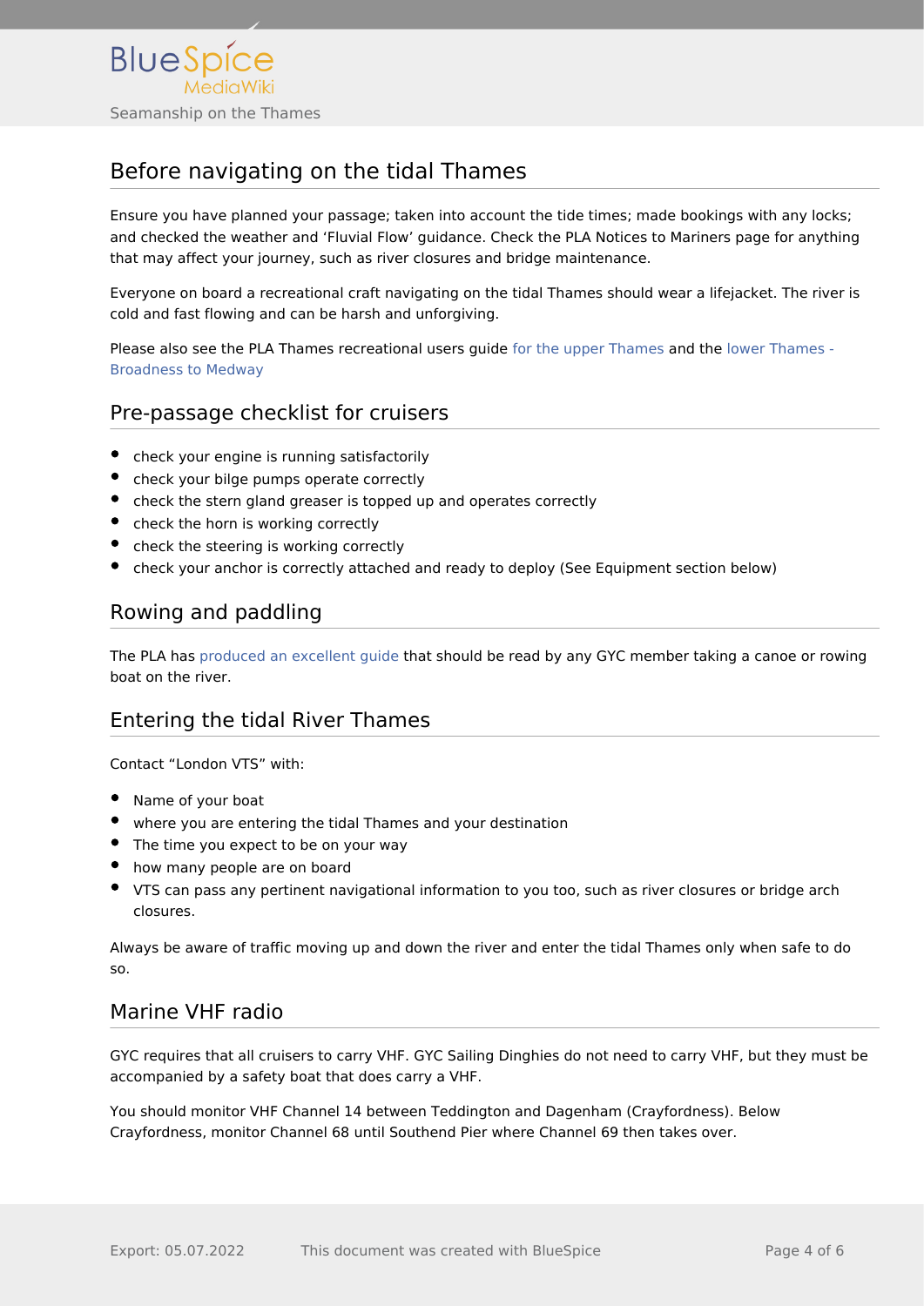## Before navigating on the tidal Thames

Ensure you have planned your passage; taken into account the tide times; made bookings with any locks; and checked the weather and ‘Fluvial Flow’ guidance. Check the PLA Notices to Mariners page for anything that may affect your journey, such as river closures and bridge maintenance.

Everyone on board a recreational craft navigating on the tidal Thames should wear a lifejacket. The river is cold and fast flowing and can be harsh and unforgiving.

Please also see the PLA Thames recreational users guide for the upper Thames and the lower Thames - Broadness to Medway

### Pre-passage checklist for cruisers

- check your engine is running satisfactorily
- check your bilge pumps operate correctly
- check the stern gland greaser is topped up and operates correctly
- check the horn is working correctly
- check the steering is working correctly
- check your anchor is correctly attached and ready to deploy (See Equipment section below)

### Rowing and paddling

The PLA has produced an excellent guide that should be read by any GYC member taking a canoe or rowing boat on the river.

## Entering the tidal River Thames

Contact “London VTS” with:

- Name of your boat
- where you are entering the tidal Thames and your destination
- The time you expect to be on your way
- how many people are on board
- VTS can pass any pertinent navigational information to you too, such as river closures or bridge arch closures.

Always be aware of traffic moving up and down the river and enter the tidal Thames only when safe to do so.

## Marine VHF radio

GYC requires that all cruisers to carry VHF. GYC Sailing Dinghies do not need to carry VHF, but they must be accompanied by a safety boat that does carry a VHF.

You should monitor VHF Channel 14 between Teddington and Dagenham (Crayfordness). Below Crayfordness, monitor Channel 68 until Southend Pier where Channel 69 then takes over.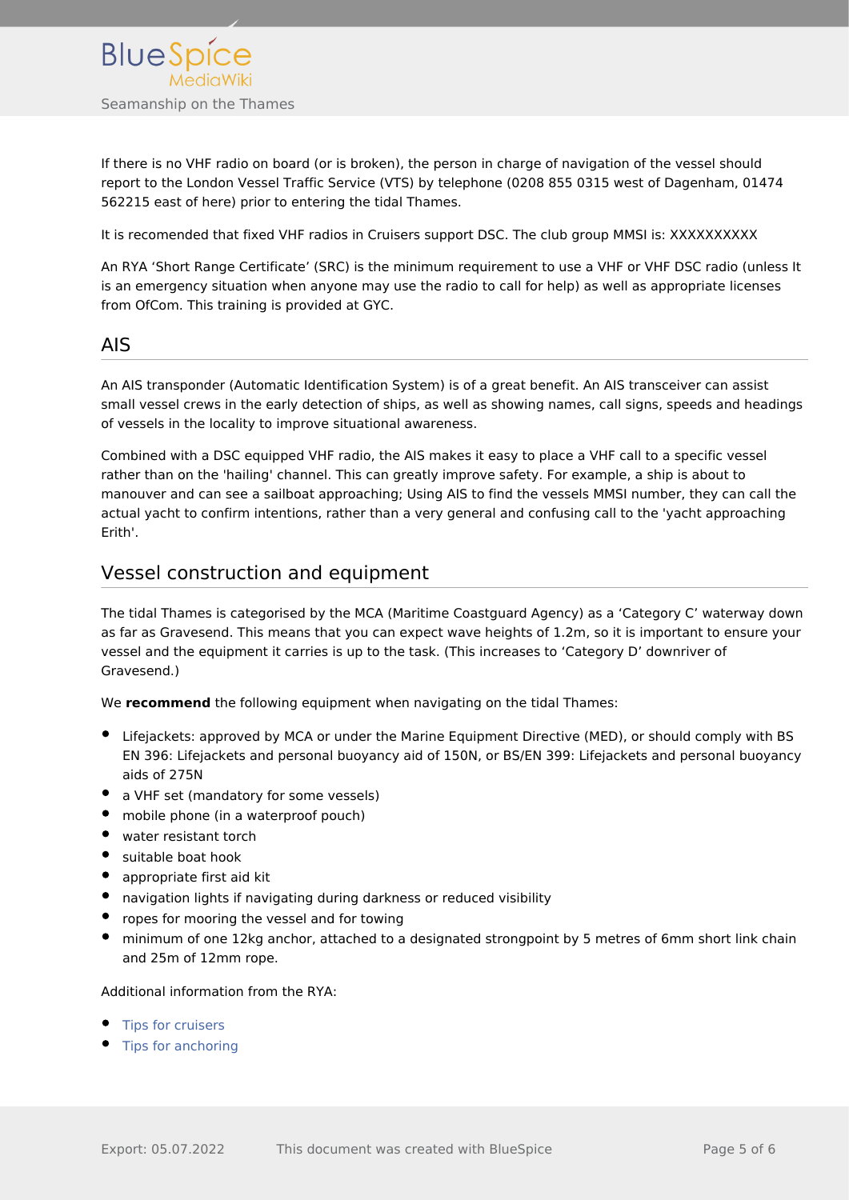If there is no VHF radio on board (or is broken), the person in charge of navigation of the vessel should report to the London Vessel Traffic Service (VTS) by telephone (0208 855 0315 west of Dagenham, 01474 562215 east of here) prior to entering the tidal Thames.

It is recomended that fixed VHF radios in Cruisers support DSC. The club group MMSI is: XXXXXXXXXX

An RYA 'Short Range Certificate' (SRC) is the minimum requirement to use a VHF or VHF DSC radio (unless It is an emergency situation when anyone may use the radio to call for help) as well as appropriate licenses from OfCom. This training is provided at GYC.

## AIS

An AIS transponder (Automatic Identification System) is of a great benefit. An AIS transceiver can assist small vessel crews in the early detection of ships, as well as showing names, call signs, speeds and headings of vessels in the locality to improve situational awareness.

Combined with a DSC equipped VHF radio, the AIS makes it easy to place a VHF call to a specific vessel rather than on the 'hailing' channel. This can greatly improve safety. For example, a ship is about to manouver and can see a sailboat approaching; Using AIS to find the vessels MMSI number, they can call the actual yacht to confirm intentions, rather than a very general and confusing call to the 'yacht approaching Erith'.

## Vessel construction and equipment

The tidal Thames is categorised by the MCA (Maritime Coastguard Agency) as a 'Category C' waterway down as far as Gravesend. This means that you can expect wave heights of 1.2m, so it is important to ensure your vessel and the equipment it carries is up to the task. (This increases to 'Category D' downriver of Gravesend.)

We **recommend** the following equipment when navigating on the tidal Thames:

- Lifejackets: approved by MCA or under the Marine Equipment Directive (MED), or should comply with BS EN 396: Lifejackets and personal buoyancy aid of 150N, or BS/EN 399: Lifejackets and personal buoyancy aids of 275N
- a VHF set (mandatory for some vessels)
- mobile phone (in a waterproof pouch)
- water resistant torch
- suitable boat hook
- appropriate first aid kit
- navigation lights if navigating during darkness or reduced visibility
- ropes for mooring the vessel and for towing
- minimum of one 12kg anchor, attached to a designated strongpoint by 5 metres of 6mm short link chain and 25m of 12mm rope.

Additional information from the RYA:

- Tips for cruisers
- Tips for anchoring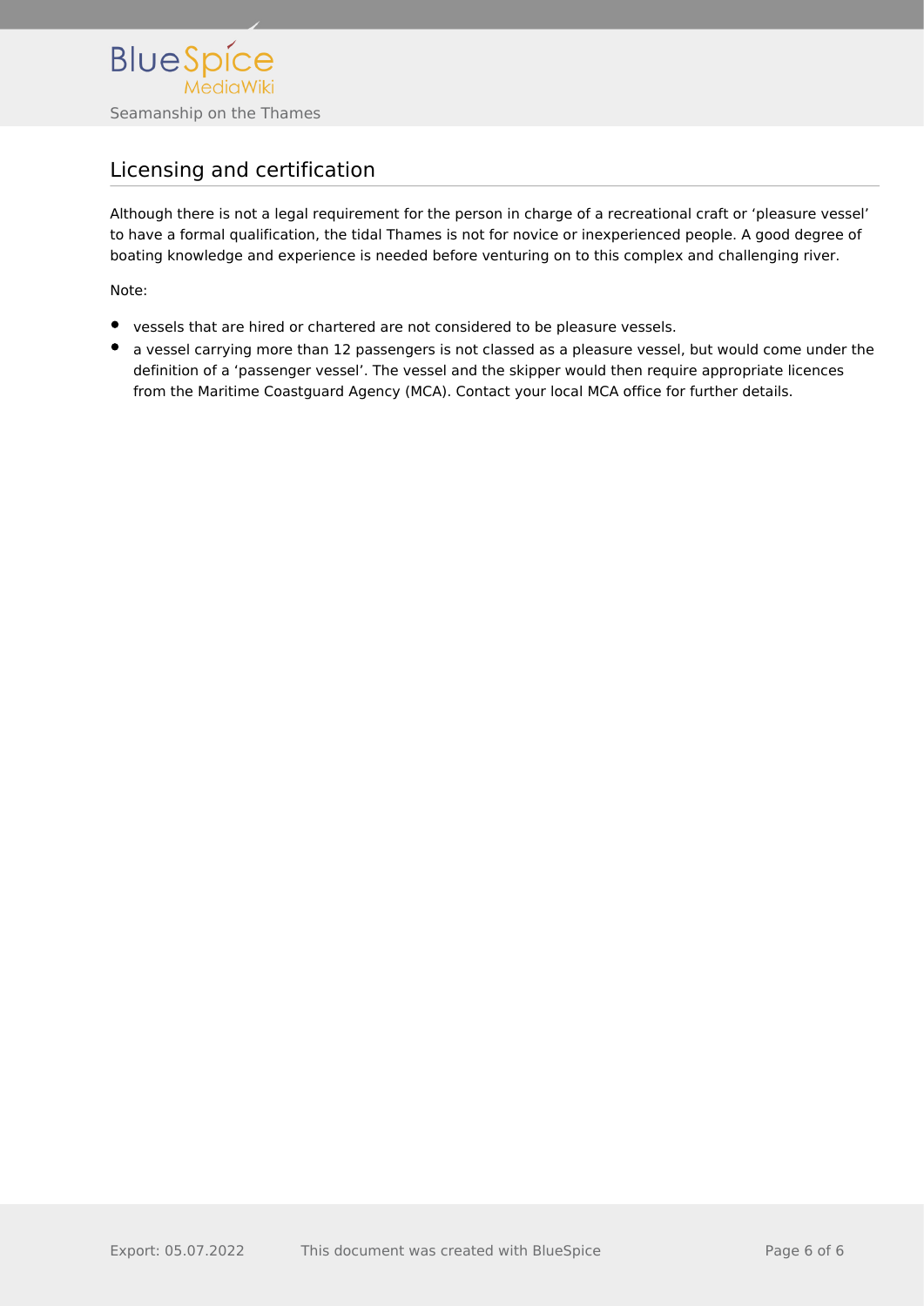## Licensing and certification

Although there is not a legal requirement for the person in charge of a recreational craft or 'pleasure vessel' to have a formal qualification, the tidal Thames is not for novice or inexperienced people. A good degree of boating knowledge and experience is needed before venturing on to this complex and challenging river.

Note:

- vessels that are hired or chartered are not considered to be pleasure vessels.
- a vessel carrying more than 12 passengers is not classed as a pleasure vessel, but would come under the definition of a 'passenger vessel'. The vessel and the skipper would then require appropriate licences from the Maritime Coastguard Agency (MCA). Contact your local MCA office for further details.